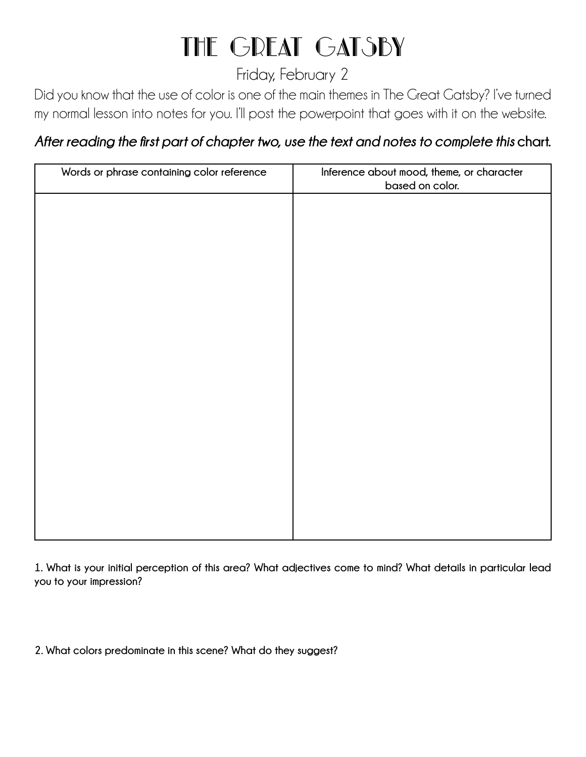# THE GREAT GATSBY

Friday, February 2

Did you know that the use of color is one of the main themes in The Great Gatsby? I've turned my normal lesson into notes for you. I'll post the powerpoint that goes with it on the website.

***After reading the first part of chapter two, use the text and notes to complete this* chart.**

| Words or phrase containing color reference | Inference about mood, theme, or character based on color. |
| --- | --- |
| | |

**1. What is your initial perception of this area? What adjectives come to mind? What details in particular lead you to your impression?**

**2. What colors predominate in this scene? What do they suggest?**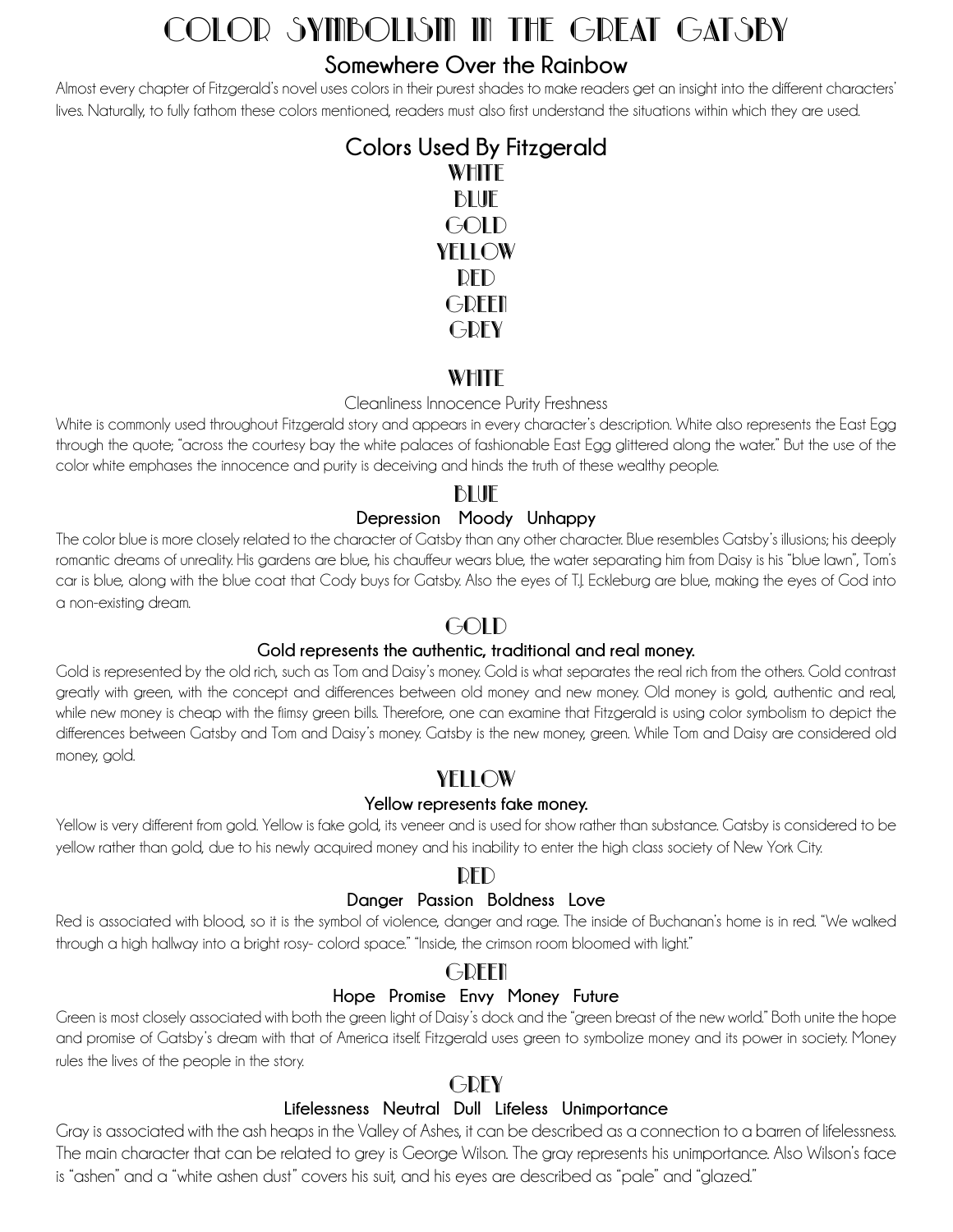# COLOR SYMBOLISM IN THE GREAT GATSBY

## Somewhere Over the Rainbow

Almost every chapter of Fitzgerald's novel uses colors in their purest shades to make readers get an insight into the different characters' lives. Naturally, to fully fathom these colors mentioned, readers must also first understand the situations within which they are used.

## Colors Used By Fitzgerald

WHITE
BLUE
GOLD
YELLOW
RED
GREEN
GREY

### WHITE

Cleanliness Innocence Purity Freshness

White is commonly used throughout Fitzgerald story and appears in every character's description. White also represents the East Egg through the quote; "across the courtesy bay the white palaces of fashionable East Egg glittered along the water." But the use of the color white emphases the innocence and purity is deceiving and hinds the truth of these wealthy people.

### BLUE

**Depression Moody Unhappy**

The color blue is more closely related to the character of Gatsby than any other character. Blue resembles Gatsby's illusions; his deeply romantic dreams of unreality. His gardens are blue, his chauffeur wears blue, the water separating him from Daisy is his "blue lawn", Tom's car is blue, along with the blue coat that Cody buys for Gatsby. Also the eyes of T.J. Eckleburg are blue, making the eyes of God into a non-existing dream.

### GOLD

**Gold represents the authentic, traditional and real money.**

Gold is represented by the old rich, such as Tom and Daisy's money. Gold is what separates the real rich from the others. Gold contrast greatly with green, with the concept and differences between old money and new money. Old money is gold, authentic and real, while new money is cheap with the fiimsy green bills. Therefore, one can examine that Fitzgerald is using color symbolism to depict the differences between Gatsby and Tom and Daisy's money. Gatsby is the new money, green. While Tom and Daisy are considered old money, gold.

### YELLOW

**Yellow represents fake money.**

Yellow is very different from gold. Yellow is fake gold, its veneer and is used for show rather than substance. Gatsby is considered to be yellow rather than gold, due to his newly acquired money and his inability to enter the high class society of New York City.

### RED

**Danger Passion Boldness Love**

Red is associated with blood, so it is the symbol of violence, danger and rage. The inside of Buchanan's home is in red. "We walked through a high hallway into a bright rosy- colord space." "Inside, the crimson room bloomed with light."

### GREEN

**Hope Promise Envy Money Future**

Green is most closely associated with both the green light of Daisy's dock and the "green breast of the new world." Both unite the hope and promise of Gatsby's dream with that of America itself. Fitzgerald uses green to symbolize money and its power in society. Money rules the lives of the people in the story.

### GREY

**Lifelessness Neutral Dull Lifeless Unimportance**

Gray is associated with the ash heaps in the Valley of Ashes, it can be described as a connection to a barren of lifelessness. The main character that can be related to grey is George Wilson. The gray represents his unimportance. Also Wilson's face is "ashen" and a "white ashen dust" covers his suit, and his eyes are described as "pale" and "glazed."